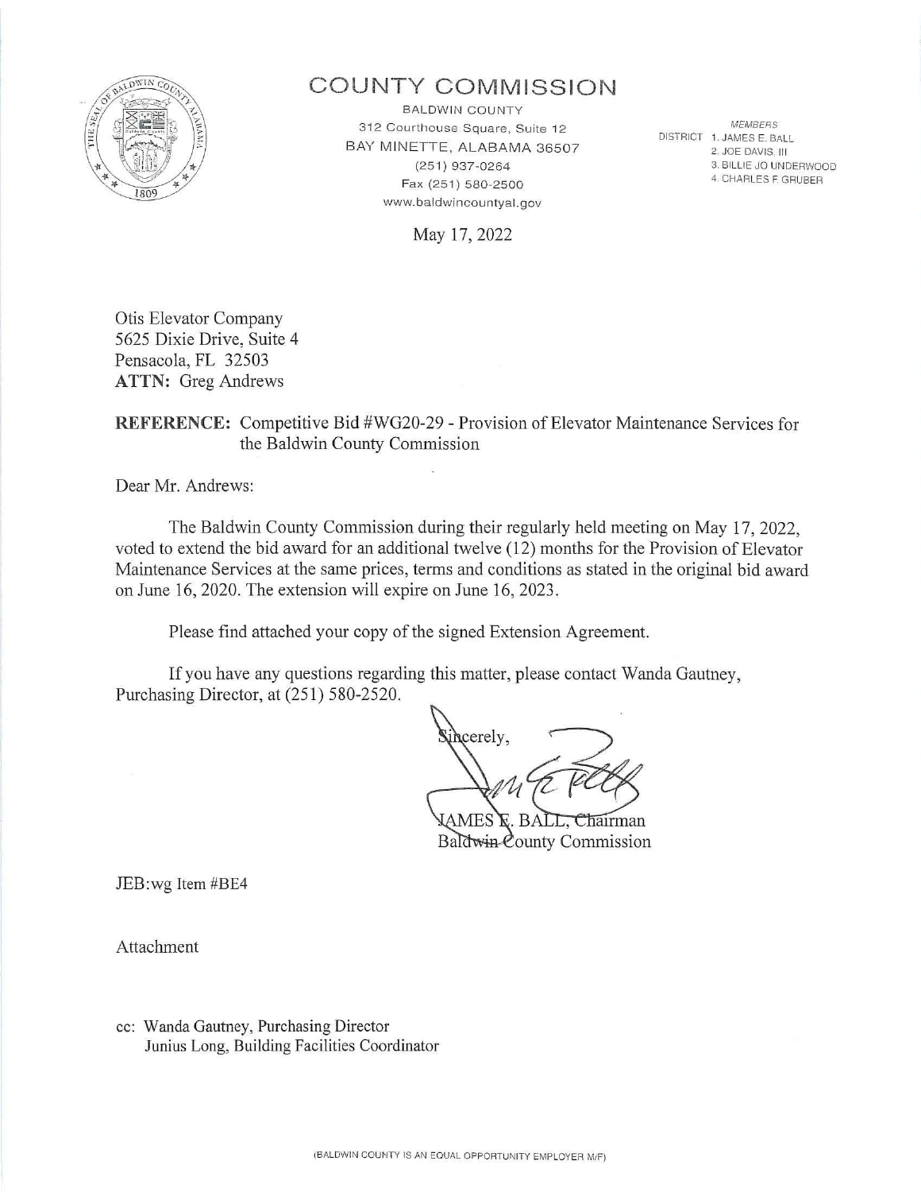# COUNTY COMMISSION

BALDWIN COUNTY
312 Courthouse Square, Suite 12
BAY MINETTE, ALABAMA 36507
(251) 937-0264
Fax (251) 580-2500
www.baldwincountyal.gov

*MEMBERS*
DISTRICT 1. JAMES E. BALL
2. JOE DAVIS, III
3. BILLIE JO UNDERWOOD
4. CHARLES F. GRUBER

May 17, 2022

Otis Elevator Company
5625 Dixie Drive, Suite 4
Pensacola, FL 32503
**ATTN:** Greg Andrews

**REFERENCE:** Competitive Bid #WG20-29 - Provision of Elevator Maintenance Services for the Baldwin County Commission

Dear Mr. Andrews:

The Baldwin County Commission during their regularly held meeting on May 17, 2022, voted to extend the bid award for an additional twelve (12) months for the Provision of Elevator Maintenance Services at the same prices, terms and conditions as stated in the original bid award on June 16, 2020. The extension will expire on June 16, 2023.

Please find attached your copy of the signed Extension Agreement.

If you have any questions regarding this matter, please contact Wanda Gautney, Purchasing Director, at (251) 580-2520.

Sincerely,

JAMES E. BALL, Chairman
Baldwin County Commission

JEB:wg Item #BE4

Attachment

cc: Wanda Gautney, Purchasing Director
Junius Long, Building Facilities Coordinator

(BALDWIN COUNTY IS AN EQUAL OPPORTUNITY EMPLOYER M/F)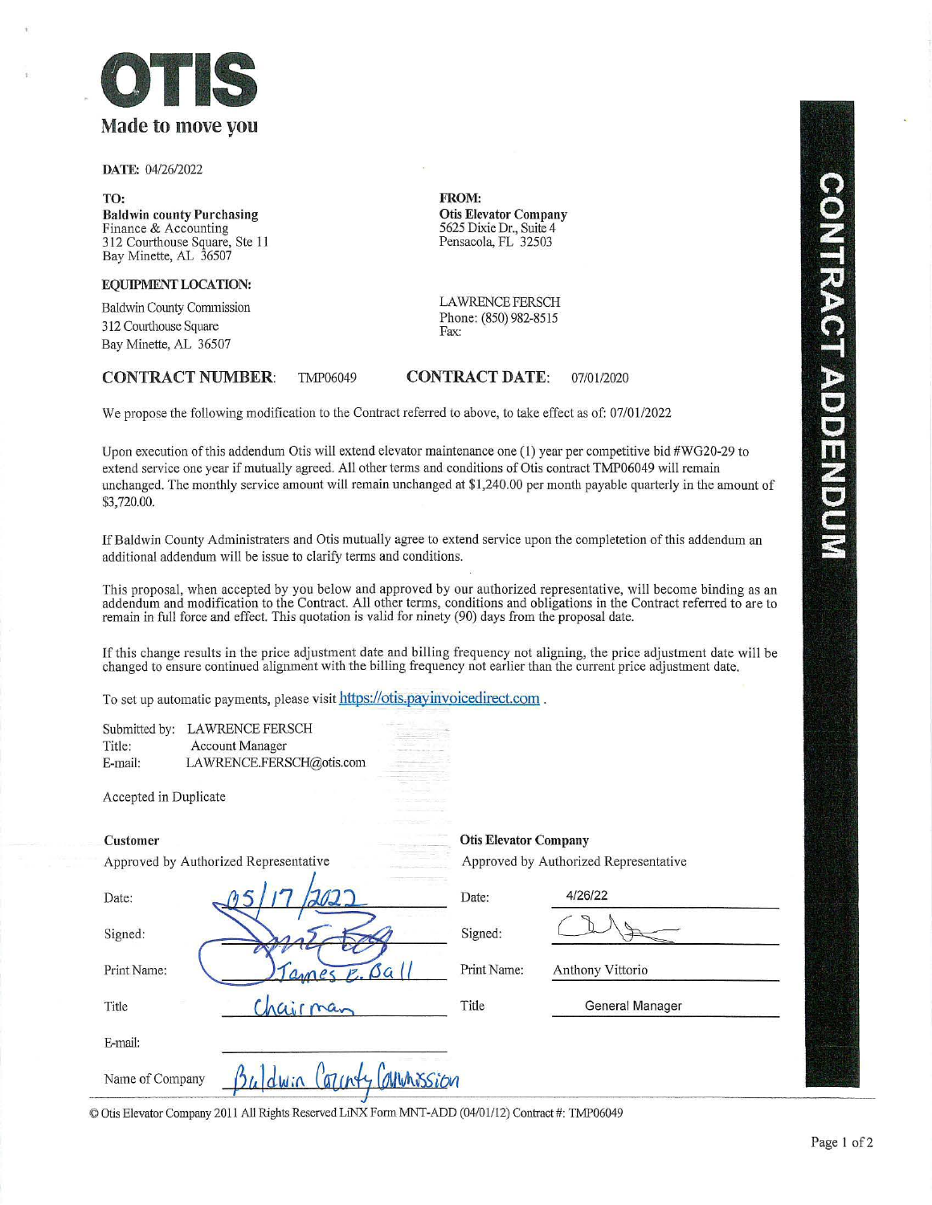# OTIS

**Made to move you**

**DATE:** 04/26/2022

**TO:**
**Baldwin county Purchasing**
Finance & Accounting
312 Courthouse Square, Ste 11
Bay Minette, AL 36507

**FROM:**
**Otis Elevator Company**
5625 Dixie Dr., Suite 4
Pensacola, FL 32503

**EQUIPMENT LOCATION:**
Baldwin County Commission
312 Courthouse Square
Bay Minette, AL 36507

LAWRENCE FERSCH
Phone: (850) 982-8515
Fax:

**CONTRACT NUMBER:** TMP06049 **CONTRACT DATE:** 07/01/2020

# CONTRACT ADDENDUM

We propose the following modification to the Contract referred to above, to take effect as of: 07/01/2022

Upon execution of this addendum Otis will extend elevator maintenance one (1) year per competitive bid #WG20-29 to extend service one year if mutually agreed. All other terms and conditions of Otis contract TMP06049 will remain unchanged. The monthly service amount will remain unchanged at $1,240.00 per month payable quarterly in the amount of $3,720.00.

If Baldwin County Administraters and Otis mutually agree to extend service upon the completetion of this addendum an additional addendum will be issue to clarify terms and conditions.

This proposal, when accepted by you below and approved by our authorized representative, will become binding as an addendum and modification to the Contract. All other terms, conditions and obligations in the Contract referred to are to remain in full force and effect. This quotation is valid for ninety (90) days from the proposal date.

If this change results in the price adjustment date and billing frequency not aligning, the price adjustment date will be changed to ensure continued alignment with the billing frequency not earlier than the current price adjustment date.

To set up automatic payments, please visit https://otis.payinvoicedirect.com .

Submitted by: LAWRENCE FERSCH
Title: Account Manager
E-mail: LAWRENCE.FERSCH@otis.com

Accepted in Duplicate

| **Customer** | | **Otis Elevator Company** | |
|---|---|---|---|
| Approved by Authorized Representative | | Approved by Authorized Representative | |
| Date: | 05/17/2022 | Date: | 4/26/22 |
| Signed: | [signature] | Signed: | [signature] |
| Print Name: | James E. Ball | Print Name: | Anthony Vittorio |
| Title | Chairman | Title | General Manager |
| E-mail: | | | |
| Name of Company | Baldwin County Commission | | |

© Otis Elevator Company 2011 All Rights Reserved LiNX Form MNT-ADD (04/01/12) Contract #: TMP06049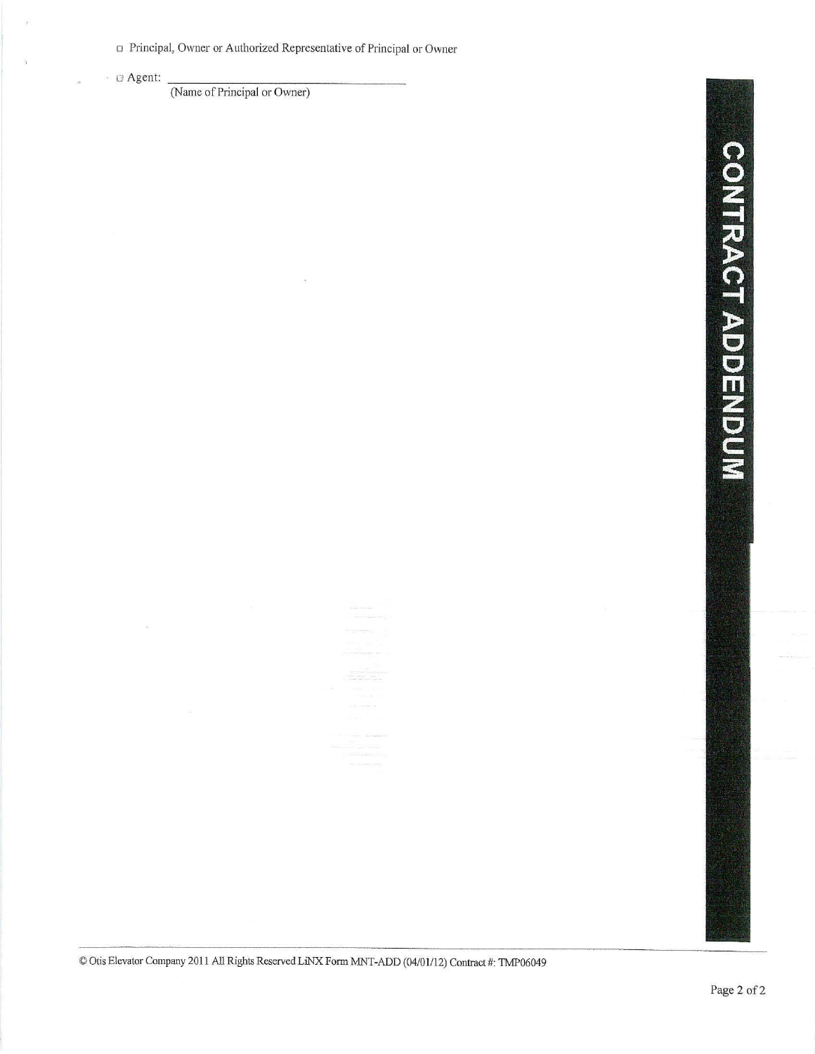☐ Principal, Owner or Authorized Representative of Principal or Owner

☐ Agent: ______________________________
(Name of Principal or Owner)

CONTRACT ADDENDUM

© Otis Elevator Company 2011 All Rights Reserved LiNX Form MNT-ADD (04/01/12) Contract #: TMP06049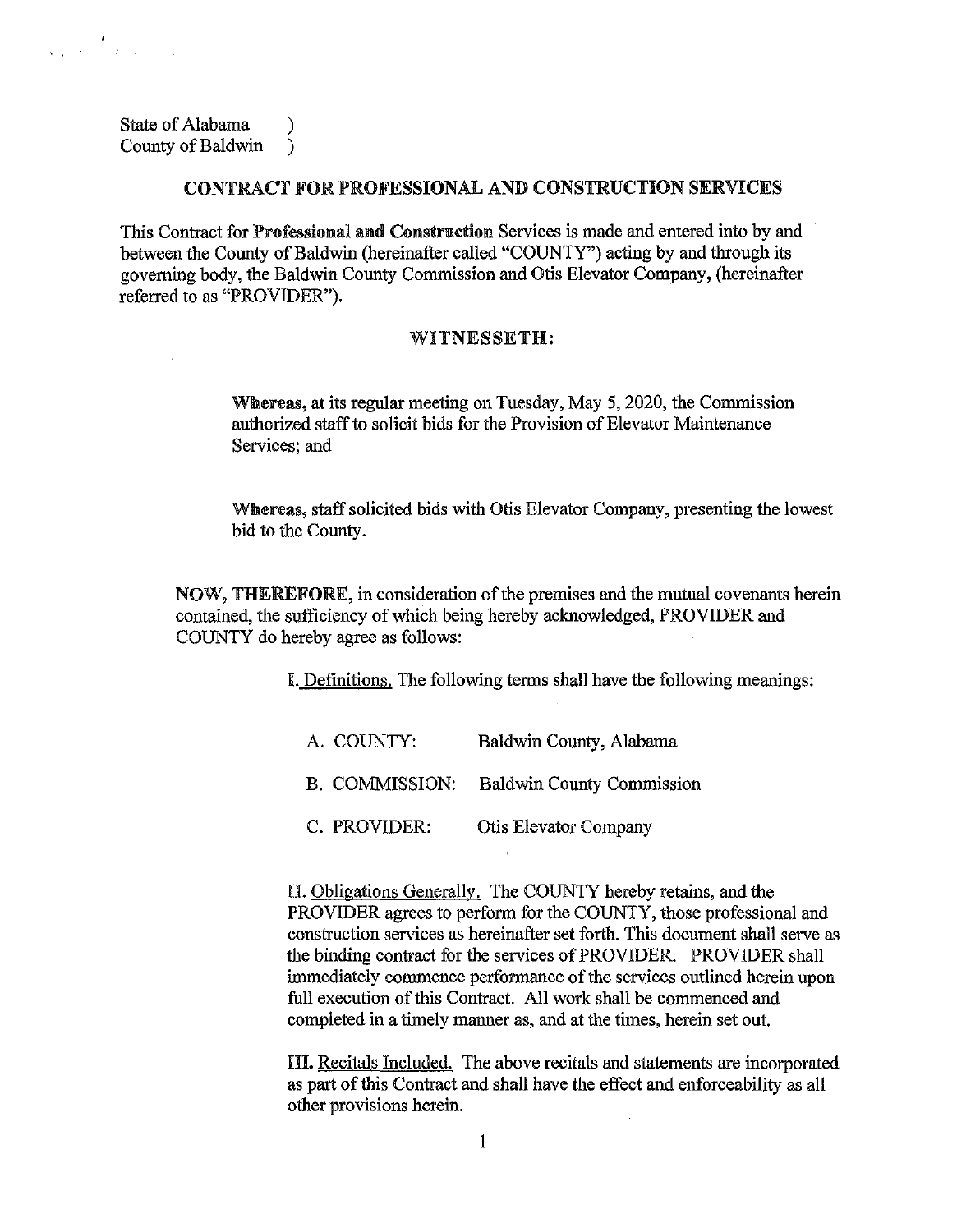State of Alabama )
County of Baldwin )

## CONTRACT FOR PROFESSIONAL AND CONSTRUCTION SERVICES

This Contract for **Professional and Construction** Services is made and entered into by and between the County of Baldwin (hereinafter called "COUNTY") acting by and through its governing body, the Baldwin County Commission and Otis Elevator Company, (hereinafter referred to as "PROVIDER").

### WITNESSETH:

**Whereas,** at its regular meeting on Tuesday, May 5, 2020, the Commission authorized staff to solicit bids for the Provision of Elevator Maintenance Services; and

**Whereas,** staff solicited bids with Otis Elevator Company, presenting the lowest bid to the County.

**NOW, THEREFORE,** in consideration of the premises and the mutual covenants herein contained, the sufficiency of which being hereby acknowledged, PROVIDER and COUNTY do hereby agree as follows:

I. Definitions. The following terms shall have the following meanings:

| | |
|---|---|
| A. COUNTY: | Baldwin County, Alabama |
| B. COMMISSION: | Baldwin County Commission |
| C. PROVIDER: | Otis Elevator Company |

II. Obligations Generally. The COUNTY hereby retains, and the PROVIDER agrees to perform for the COUNTY, those professional and construction services as hereinafter set forth. This document shall serve as the binding contract for the services of PROVIDER. PROVIDER shall immediately commence performance of the services outlined herein upon full execution of this Contract. All work shall be commenced and completed in a timely manner as, and at the times, herein set out.

III. Recitals Included. The above recitals and statements are incorporated as part of this Contract and shall have the effect and enforceability as all other provisions herein.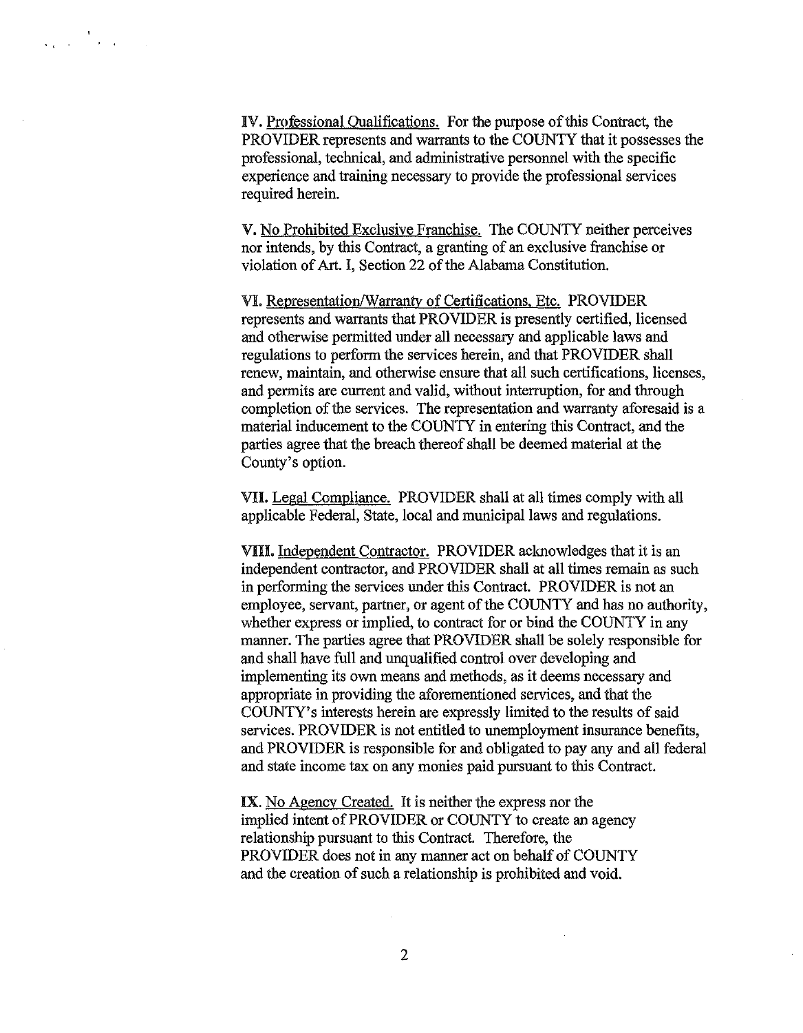**IV.** Professional Qualifications. For the purpose of this Contract, the PROVIDER represents and warrants to the COUNTY that it possesses the professional, technical, and administrative personnel with the specific experience and training necessary to provide the professional services required herein.

**V.** No Prohibited Exclusive Franchise. The COUNTY neither perceives nor intends, by this Contract, a granting of an exclusive franchise or violation of Art. I, Section 22 of the Alabama Constitution.

**VI.** Representation/Warranty of Certifications, Etc. PROVIDER represents and warrants that PROVIDER is presently certified, licensed and otherwise permitted under all necessary and applicable laws and regulations to perform the services herein, and that PROVIDER shall renew, maintain, and otherwise ensure that all such certifications, licenses, and permits are current and valid, without interruption, for and through completion of the services. The representation and warranty aforesaid is a material inducement to the COUNTY in entering this Contract, and the parties agree that the breach thereof shall be deemed material at the County's option.

**VII.** Legal Compliance. PROVIDER shall at all times comply with all applicable Federal, State, local and municipal laws and regulations.

**VIII.** Independent Contractor. PROVIDER acknowledges that it is an independent contractor, and PROVIDER shall at all times remain as such in performing the services under this Contract. PROVIDER is not an employee, servant, partner, or agent of the COUNTY and has no authority, whether express or implied, to contract for or bind the COUNTY in any manner. The parties agree that PROVIDER shall be solely responsible for and shall have full and unqualified control over developing and implementing its own means and methods, as it deems necessary and appropriate in providing the aforementioned services, and that the COUNTY's interests herein are expressly limited to the results of said services. PROVIDER is not entitled to unemployment insurance benefits, and PROVIDER is responsible for and obligated to pay any and all federal and state income tax on any monies paid pursuant to this Contract.

**IX.** No Agency Created. It is neither the express nor the implied intent of PROVIDER or COUNTY to create an agency relationship pursuant to this Contract. Therefore, the PROVIDER does not in any manner act on behalf of COUNTY and the creation of such a relationship is prohibited and void.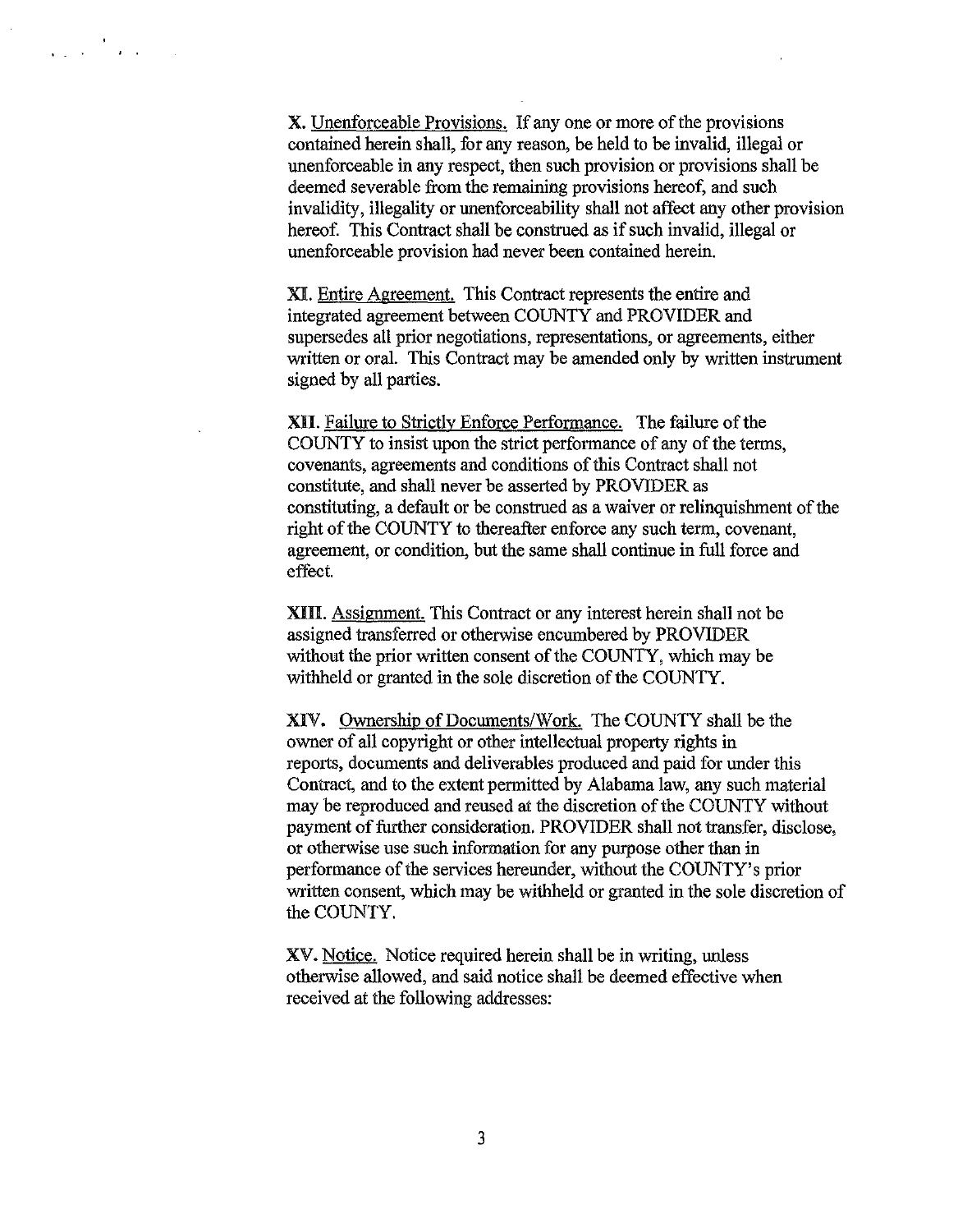**X.** Unenforceable Provisions. If any one or more of the provisions contained herein shall, for any reason, be held to be invalid, illegal or unenforceable in any respect, then such provision or provisions shall be deemed severable from the remaining provisions hereof, and such invalidity, illegality or unenforceability shall not affect any other provision hereof. This Contract shall be construed as if such invalid, illegal or unenforceable provision had never been contained herein.

**XI.** Entire Agreement. This Contract represents the entire and integrated agreement between COUNTY and PROVIDER and supersedes all prior negotiations, representations, or agreements, either written or oral. This Contract may be amended only by written instrument signed by all parties.

**XII.** Failure to Strictly Enforce Performance. The failure of the COUNTY to insist upon the strict performance of any of the terms, covenants, agreements and conditions of this Contract shall not constitute, and shall never be asserted by PROVIDER as constituting, a default or be construed as a waiver or relinquishment of the right of the COUNTY to thereafter enforce any such term, covenant, agreement, or condition, but the same shall continue in full force and effect.

**XIII.** Assignment. This Contract or any interest herein shall not be assigned transferred or otherwise encumbered by PROVIDER without the prior written consent of the COUNTY, which may be withheld or granted in the sole discretion of the COUNTY.

**XIV.** Ownership of Documents/Work. The COUNTY shall be the owner of all copyright or other intellectual property rights in reports, documents and deliverables produced and paid for under this Contract, and to the extent permitted by Alabama law, any such material may be reproduced and reused at the discretion of the COUNTY without payment of further consideration. PROVIDER shall not transfer, disclose, or otherwise use such information for any purpose other than in performance of the services hereunder, without the COUNTY's prior written consent, which may be withheld or granted in the sole discretion of the COUNTY.

**XV.** Notice. Notice required herein shall be in writing, unless otherwise allowed, and said notice shall be deemed effective when received at the following addresses: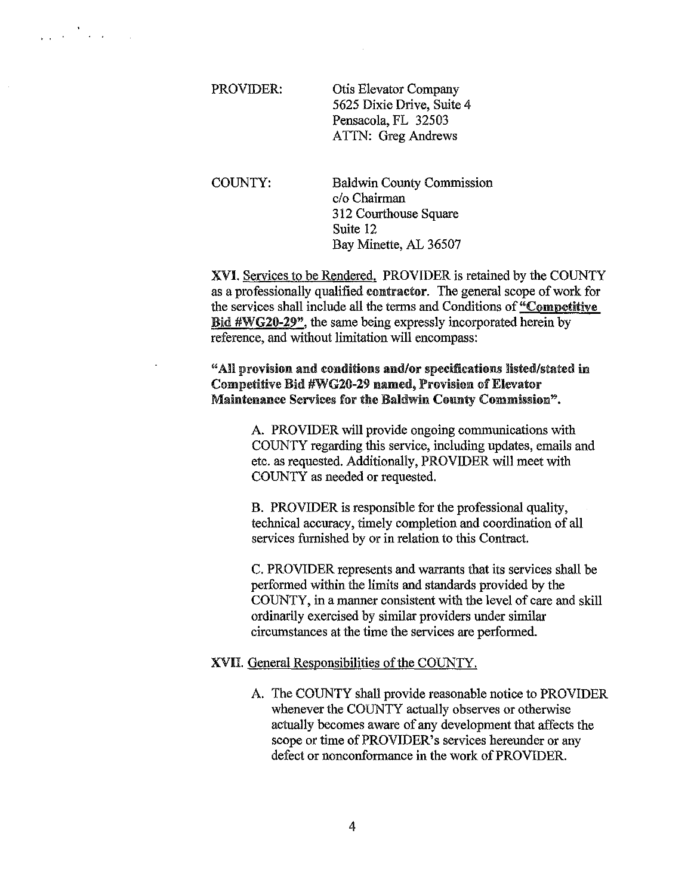PROVIDER: Otis Elevator Company
5625 Dixie Drive, Suite 4
Pensacola, FL 32503
ATTN: Greg Andrews

COUNTY: Baldwin County Commission
c/o Chairman
312 Courthouse Square
Suite 12
Bay Minette, AL 36507

**XVI.** Services to be Rendered. PROVIDER is retained by the COUNTY as a professionally qualified **contractor**. The general scope of work for the services shall include all the terms and Conditions of **"Competitive Bid #WG20-29"**, the same being expressly incorporated herein by reference, and without limitation will encompass:

**"All provision and conditions and/or specifications listed/stated in Competitive Bid #WG20-29 named, Provision of Elevator Maintenance Services for the Baldwin County Commission".**

A. PROVIDER will provide ongoing communications with COUNTY regarding this service, including updates, emails and etc. as requested. Additionally, PROVIDER will meet with COUNTY as needed or requested.

B. PROVIDER is responsible for the professional quality, technical accuracy, timely completion and coordination of all services furnished by or in relation to this Contract.

C. PROVIDER represents and warrants that its services shall be performed within the limits and standards provided by the COUNTY, in a manner consistent with the level of care and skill ordinarily exercised by similar providers under similar circumstances at the time the services are performed.

**XVII.** General Responsibilities of the COUNTY.

A. The COUNTY shall provide reasonable notice to PROVIDER whenever the COUNTY actually observes or otherwise actually becomes aware of any development that affects the scope or time of PROVIDER's services hereunder or any defect or nonconformance in the work of PROVIDER.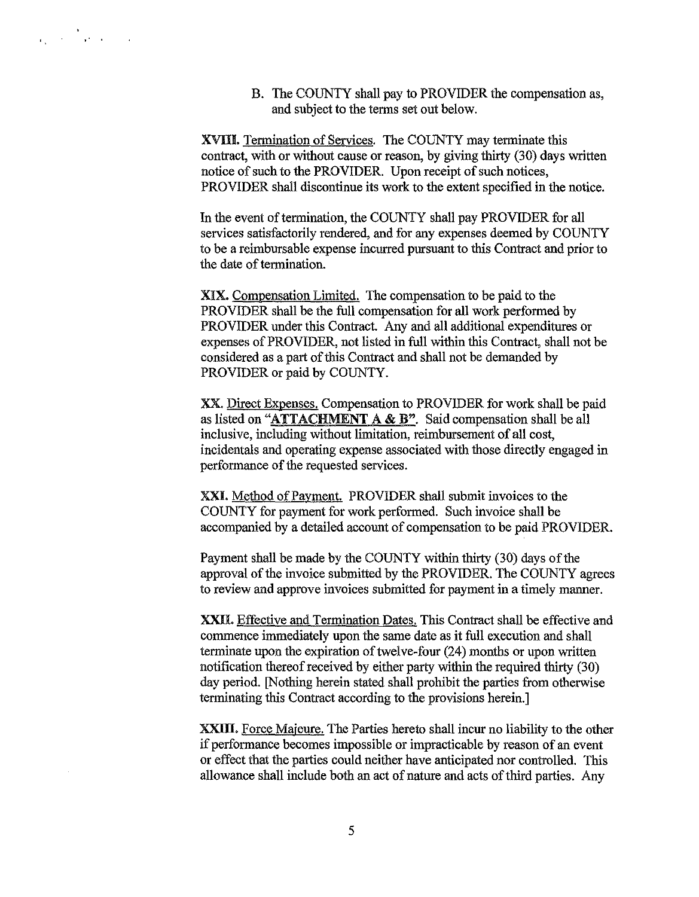B. The COUNTY shall pay to PROVIDER the compensation as, and subject to the terms set out below.

**XVIII.** Termination of Services. The COUNTY may terminate this contract, with or without cause or reason, by giving thirty (30) days written notice of such to the PROVIDER. Upon receipt of such notices, PROVIDER shall discontinue its work to the extent specified in the notice.

In the event of termination, the COUNTY shall pay PROVIDER for all services satisfactorily rendered, and for any expenses deemed by COUNTY to be a reimbursable expense incurred pursuant to this Contract and prior to the date of termination.

**XIX.** Compensation Limited. The compensation to be paid to the PROVIDER shall be the full compensation for all work performed by PROVIDER under this Contract. Any and all additional expenditures or expenses of PROVIDER, not listed in full within this Contract, shall not be considered as a part of this Contract and shall not be demanded by PROVIDER or paid by COUNTY.

**XX.** Direct Expenses. Compensation to PROVIDER for work shall be paid as listed on "**ATTACHMENT A & B**". Said compensation shall be all inclusive, including without limitation, reimbursement of all cost, incidentals and operating expense associated with those directly engaged in performance of the requested services.

**XXI.** Method of Payment. PROVIDER shall submit invoices to the COUNTY for payment for work performed. Such invoice shall be accompanied by a detailed account of compensation to be paid PROVIDER.

Payment shall be made by the COUNTY within thirty (30) days of the approval of the invoice submitted by the PROVIDER. The COUNTY agrees to review and approve invoices submitted for payment in a timely manner.

**XXII.** Effective and Termination Dates. This Contract shall be effective and commence immediately upon the same date as it full execution and shall terminate upon the expiration of twelve-four (24) months or upon written notification thereof received by either party within the required thirty (30) day period. [Nothing herein stated shall prohibit the parties from otherwise terminating this Contract according to the provisions herein.]

**XXIII.** Force Majeure. The Parties hereto shall incur no liability to the other if performance becomes impossible or impracticable by reason of an event or effect that the parties could neither have anticipated nor controlled. This allowance shall include both an act of nature and acts of third parties. Any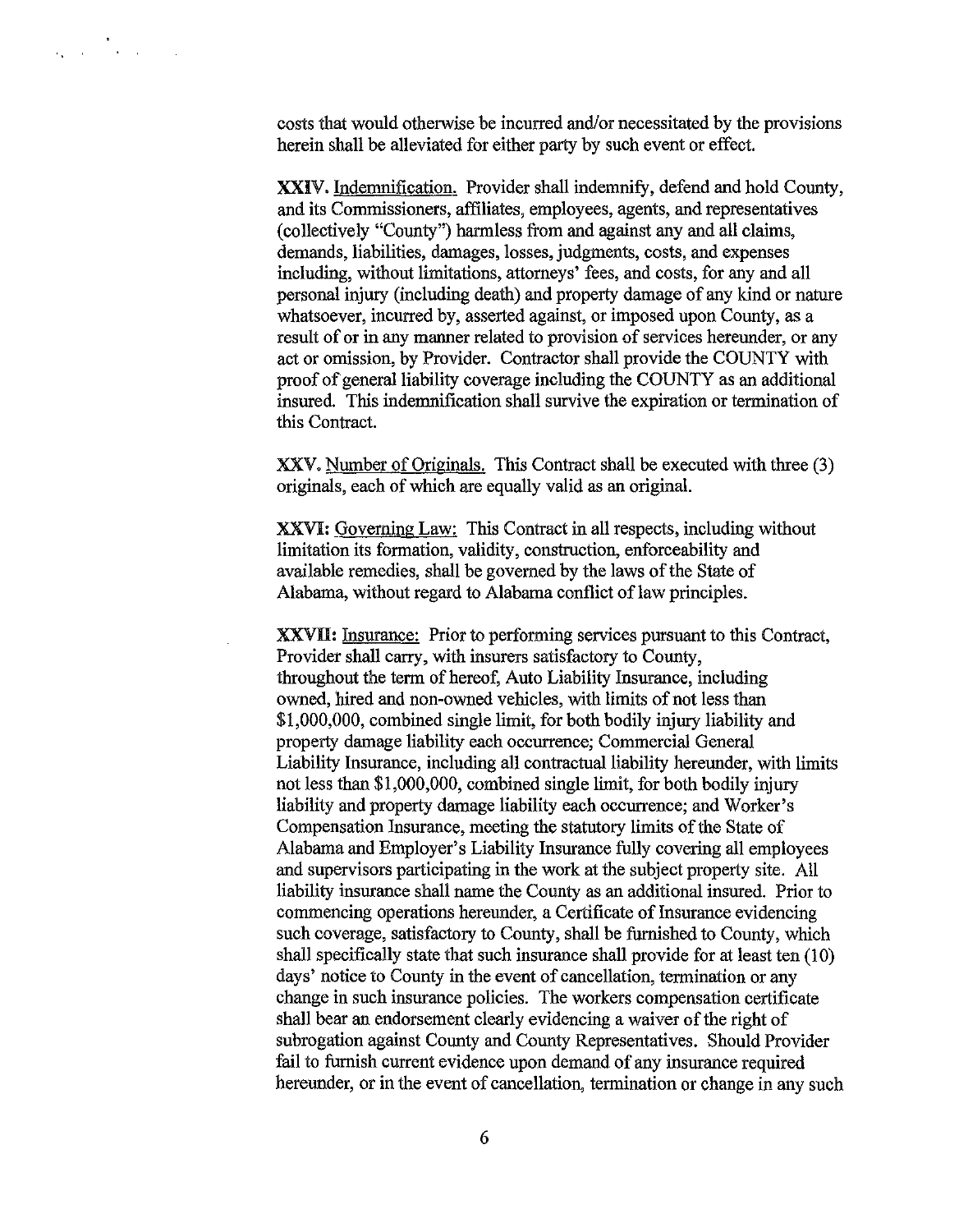costs that would otherwise be incurred and/or necessitated by the provisions herein shall be alleviated for either party by such event or effect.

**XXIV.** Indemnification. Provider shall indemnify, defend and hold County, and its Commissioners, affiliates, employees, agents, and representatives (collectively "County") harmless from and against any and all claims, demands, liabilities, damages, losses, judgments, costs, and expenses including, without limitations, attorneys' fees, and costs, for any and all personal injury (including death) and property damage of any kind or nature whatsoever, incurred by, asserted against, or imposed upon County, as a result of or in any manner related to provision of services hereunder, or any act or omission, by Provider. Contractor shall provide the COUNTY with proof of general liability coverage including the COUNTY as an additional insured. This indemnification shall survive the expiration or termination of this Contract.

**XXV.** Number of Originals. This Contract shall be executed with three (3) originals, each of which are equally valid as an original.

**XXVI:** Governing Law: This Contract in all respects, including without limitation its formation, validity, construction, enforceability and available remedies, shall be governed by the laws of the State of Alabama, without regard to Alabama conflict of law principles.

**XXVII:** Insurance: Prior to performing services pursuant to this Contract, Provider shall carry, with insurers satisfactory to County, throughout the term of hereof, Auto Liability Insurance, including owned, hired and non-owned vehicles, with limits of not less than $1,000,000, combined single limit, for both bodily injury liability and property damage liability each occurrence; Commercial General Liability Insurance, including all contractual liability hereunder, with limits not less than $1,000,000, combined single limit, for both bodily injury liability and property damage liability each occurrence; and Worker's Compensation Insurance, meeting the statutory limits of the State of Alabama and Employer's Liability Insurance fully covering all employees and supervisors participating in the work at the subject property site. All liability insurance shall name the County as an additional insured. Prior to commencing operations hereunder, a Certificate of Insurance evidencing such coverage, satisfactory to County, shall be furnished to County, which shall specifically state that such insurance shall provide for at least ten (10) days' notice to County in the event of cancellation, termination or any change in such insurance policies. The workers compensation certificate shall bear an endorsement clearly evidencing a waiver of the right of subrogation against County and County Representatives. Should Provider fail to furnish current evidence upon demand of any insurance required hereunder, or in the event of cancellation, termination or change in any such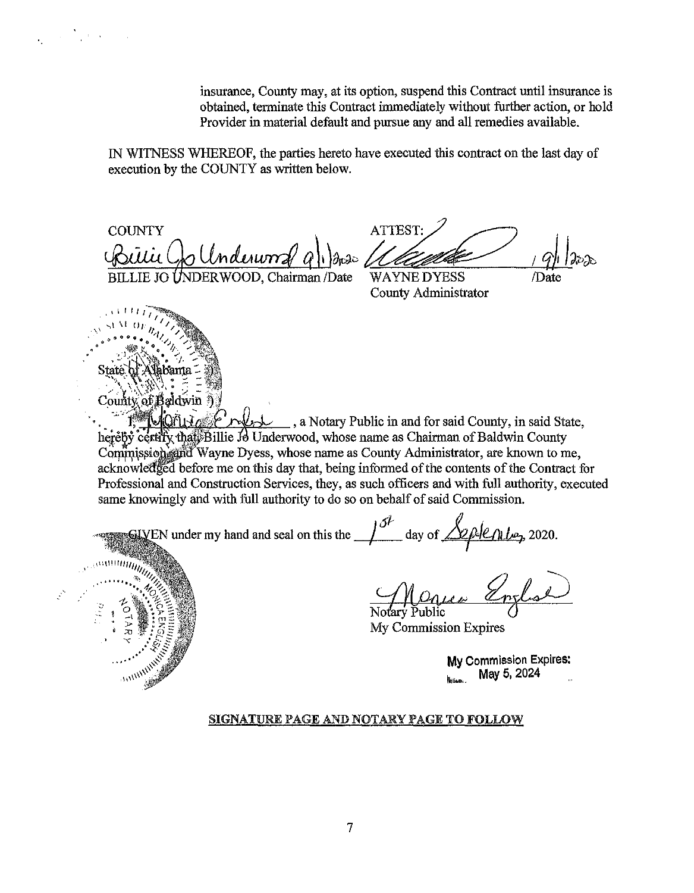insurance, County may, at its option, suspend this Contract until insurance is obtained, terminate this Contract immediately without further action, or hold Provider in material default and pursue any and all remedies available.

IN WITNESS WHEREOF, the parties hereto have executed this contract on the last day of execution by the COUNTY as written below.

| COUNTY | ATTEST: | |
|---|---|---|
| Billie Jo Underwood 9/1/2020 | | 9/1/2020 |
| BILLIE JO UNDERWOOD, Chairman /Date | WAYNE DYESS<br>County Administrator | /Date |

State of Alabama )

County of Baldwin )

I, Monica English, a Notary Public in and for said County, in said State, hereby certify that Billie Jo Underwood, whose name as Chairman of Baldwin County Commission and Wayne Dyess, whose name as County Administrator, are known to me, acknowledged before me on this day that, being informed of the contents of the Contract for Professional and Construction Services, they, as such officers and with full authority, executed same knowingly and with full authority to do so on behalf of said Commission.

GIVEN under my hand and seal on this the 1st day of September, 2020.

Notary Public

My Commission Expires

My Commission Expires: May 5, 2024

**SIGNATURE PAGE AND NOTARY PAGE TO FOLLOW**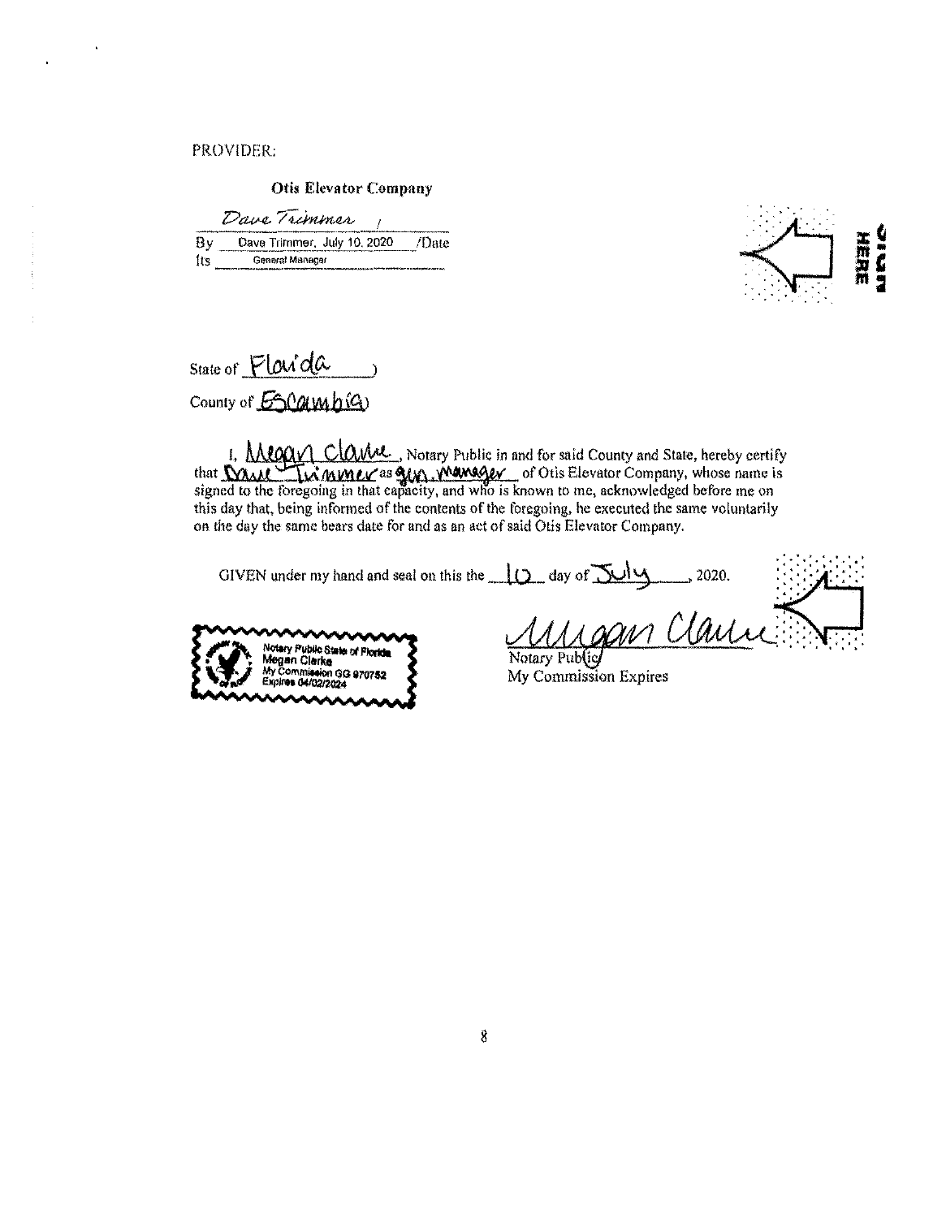PROVIDER:

**Otis Elevator Company**

Dave Trimmer /

By Dave Trimmer, July 10, 2020 /Date

Its General Manager

SIGN HERE

State of Florida )

County of Escambia)

I, Megan Clarke, Notary Public in and for said County and State, hereby certify that Dave Trimmer as gen. manager of Otis Elevator Company, whose name is signed to the foregoing in that capacity, and who is known to me, acknowledged before me on this day that, being informed of the contents of the foregoing, he executed the same voluntarily on the day the same bears date for and as an act of said Otis Elevator Company.

GIVEN under my hand and seal on this the 10 day of July, 2020.

Notary Public State of Florida
Megan Clarke
My Commission GG 970752
Expires 04/02/2024

Megan Clarke
Notary Public
My Commission Expires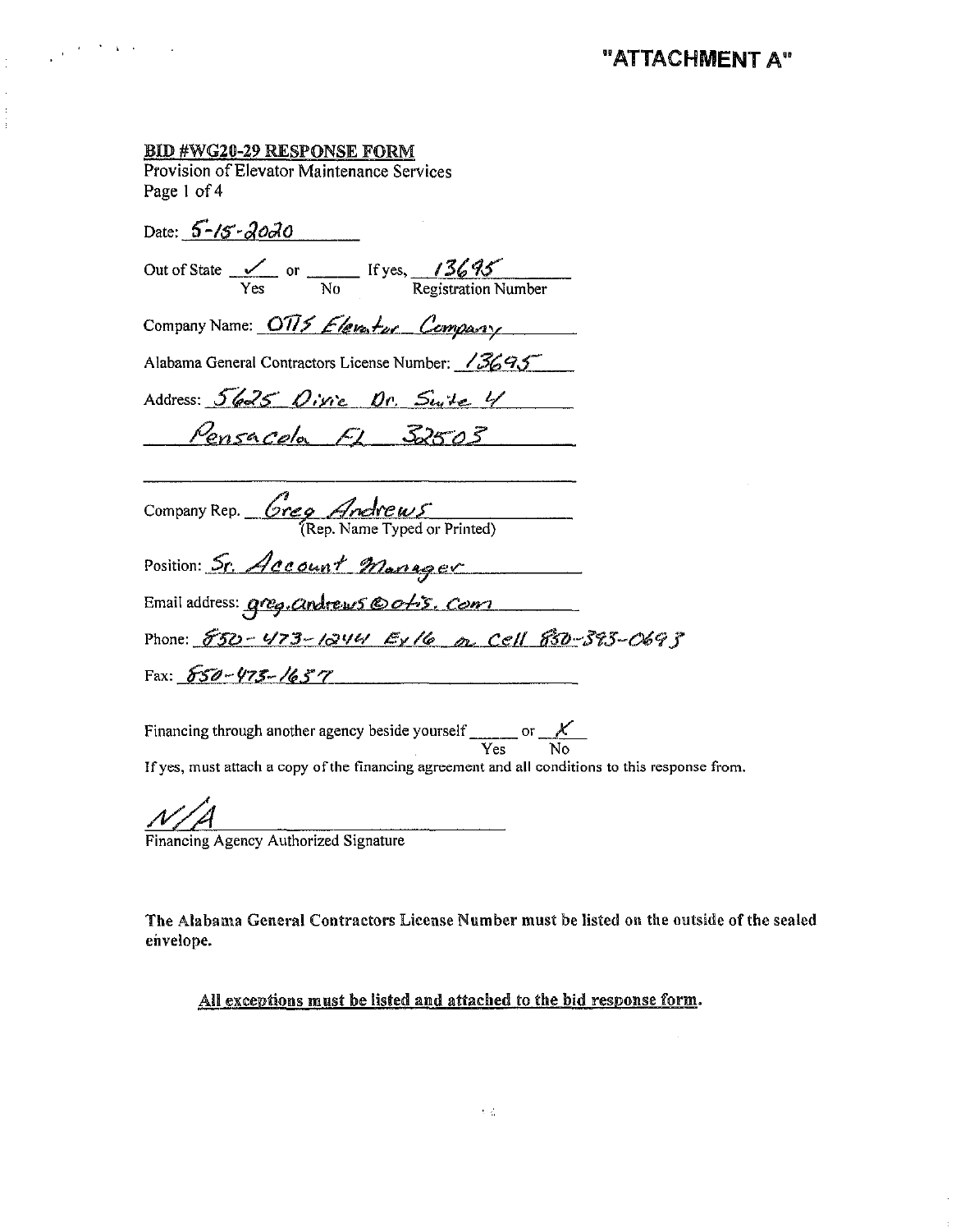# "ATTACHMENT A"

**BID #WG20-29 RESPONSE FORM**

Provision of Elevator Maintenance Services

Page 1 of 4

Date: 5-15-2020

Out of State ✓ (Yes) or ____ (No) If yes, 13695 (Registration Number)

Company Name: OTIS Elevator Company

Alabama General Contractors License Number: 13695

Address: 5625 Dixie Dr. Suite 4

Pensacola FL 32503

Company Rep. Greg Andrews
(Rep. Name Typed or Printed)

Position: Sr. Account Manager

Email address: greg.andrews@otis.com

Phone: 850-473-1244 Ex 16 or Cell 850-393-0693

Fax: 850-473-1657

Financing through another agency beside yourself ____ (Yes) or X (No)

If yes, must attach a copy of the financing agreement and all conditions to this response from.

N/A

Financing Agency Authorized Signature

**The Alabama General Contractors License Number must be listed on the outside of the sealed envelope.**

**<u>All exceptions must be listed and attached to the bid response form.</u>**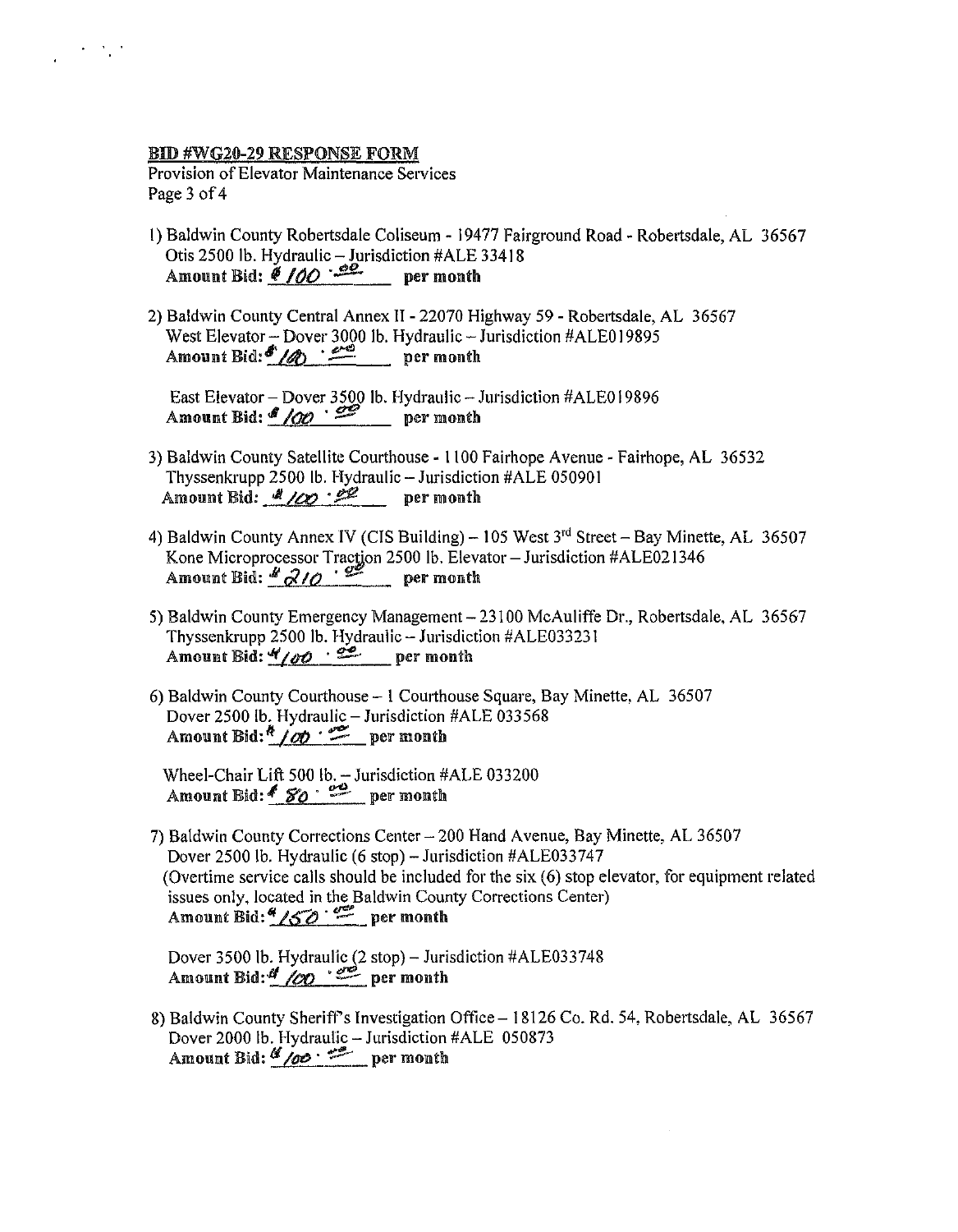**BID #WG20-29 RESPONSE FORM**

Provision of Elevator Maintenance Services
Page 3 of 4

1) Baldwin County Robertsdale Coliseum - 19477 Fairground Road - Robertsdale, AL 36567
   Otis 2500 lb. Hydraulic – Jurisdiction #ALE 33418
   **Amount Bid:** $100.00 **per month**

2) Baldwin County Central Annex II - 22070 Highway 59 - Robertsdale, AL 36567
   West Elevator – Dover 3000 lb. Hydraulic – Jurisdiction #ALE019895
   **Amount Bid:** $100.00 **per month**

   East Elevator – Dover 3500 lb. Hydraulic – Jurisdiction #ALE019896
   **Amount Bid:** $100.00 **per month**

3) Baldwin County Satellite Courthouse - 1100 Fairhope Avenue - Fairhope, AL 36532
   Thyssenkrupp 2500 lb. Hydraulic – Jurisdiction #ALE 050901
   **Amount Bid:** $100.00 **per month**

4) Baldwin County Annex IV (CIS Building) – 105 West 3rd Street – Bay Minette, AL 36507
   Kone Microprocessor Traction 2500 lb. Elevator – Jurisdiction #ALE021346
   **Amount Bid:** $210.00 **per month**

5) Baldwin County Emergency Management – 23100 McAuliffe Dr., Robertsdale, AL 36567
   Thyssenkrupp 2500 lb. Hydraulic – Jurisdiction #ALE033231
   **Amount Bid:** $100.00 **per month**

6) Baldwin County Courthouse – 1 Courthouse Square, Bay Minette, AL 36507
   Dover 2500 lb. Hydraulic – Jurisdiction #ALE 033568
   **Amount Bid:** $100.00 **per month**

   Wheel-Chair Lift 500 lb. – Jurisdiction #ALE 033200
   **Amount Bid:** $80.00 **per month**

7) Baldwin County Corrections Center – 200 Hand Avenue, Bay Minette, AL 36507
   Dover 2500 lb. Hydraulic (6 stop) – Jurisdiction #ALE033747
   (Overtime service calls should be included for the six (6) stop elevator, for equipment related issues only, located in the Baldwin County Corrections Center)
   **Amount Bid:** $150.00 **per month**

   Dover 3500 lb. Hydraulic (2 stop) – Jurisdiction #ALE033748
   **Amount Bid:** $100.00 **per month**

8) Baldwin County Sheriff's Investigation Office – 18126 Co. Rd. 54, Robertsdale, AL 36567
   Dover 2000 lb. Hydraulic – Jurisdiction #ALE 050873
   **Amount Bid:** $100.00 **per month**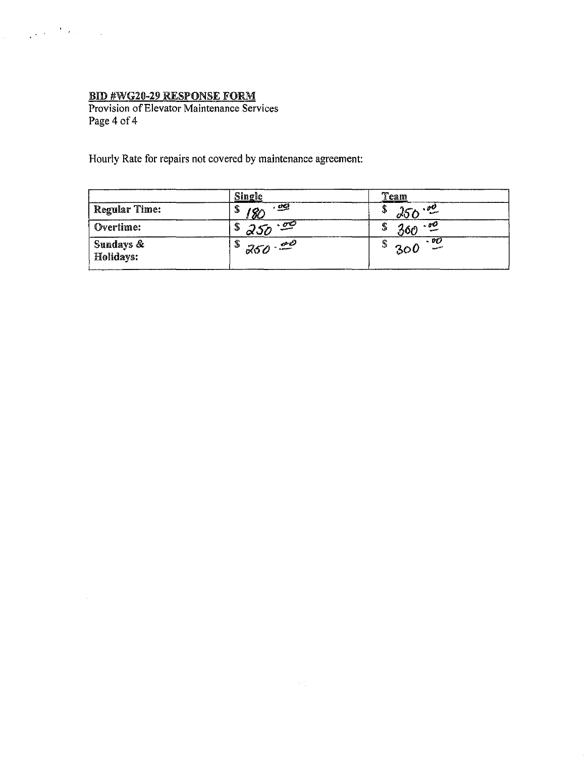**BID #WG20-29 RESPONSE FORM**
Provision of Elevator Maintenance Services
Page 4 of 4

Hourly Rate for repairs not covered by maintenance agreement:

| | **Single** | **Team** |
|---|---|---|
| **Regular Time:** | $ 180.00 | $ 250.00 |
| **Overtime:** | $ 250.00 | $ 360.00 |
| **Sundays & Holidays:** | $ 250.00 | $ 300.00 |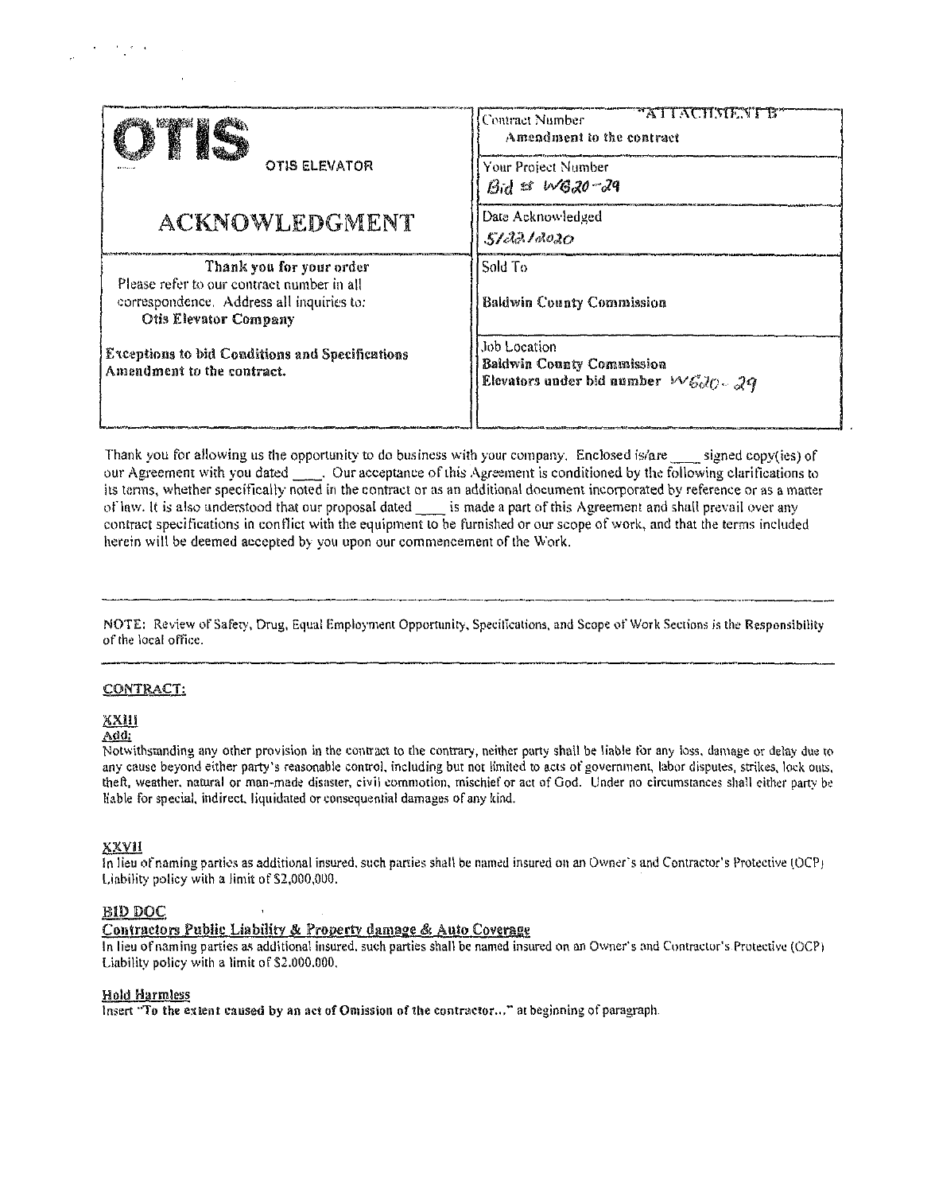| **OTIS** OTIS ELEVATOR | Contract Number "ATTACHMENT B" Amendment to the contract |
| --- | --- |
| | Your Project Number Bid # WB20-29 |
| **ACKNOWLEDGMENT** | Date Acknowledged 5/22/2020 |
| **Thank you for your order** Please refer to our contract number in all correspondence. Address all inquiries to: **Otis Elevator Company** | Sold To **Baldwin County Commission** |
| **Exceptions to bid Conditions and Specifications Amendment to the contract.** | Job Location **Baldwin County Commission** **Elevators under bid number** WB20-29 |

Thank you for allowing us the opportunity to do business with your company. Enclosed is/are ____ signed copy(ies) of our Agreement with you dated ____. Our acceptance of this Agreement is conditioned by the following clarifications to its terms, whether specifically noted in the contract or as an additional document incorporated by reference or as a matter of law. It is also understood that our proposal dated ____ is made a part of this Agreement and shall prevail over any contract specifications in conflict with the equipment to be furnished or our scope of work, and that the terms included herein will be deemed accepted by you upon our commencement of the Work.

---

NOTE: Review of Safety, Drug, Equal Employment Opportunity, Specifications, and Scope of Work Sections is the Responsibility of the local office.

---

CONTRACT:

XXIII

Add:

Notwithstanding any other provision in the contract to the contrary, neither party shall be liable for any loss, damage or delay due to any cause beyond either party's reasonable control, including but not limited to acts of government, labor disputes, strikes, lock outs, theft, weather, natural or man-made disaster, civil commotion, mischief or act of God. Under no circumstances shall either party be liable for special, indirect, liquidated or consequential damages of any kind.

XXVII

In lieu of naming parties as additional insured, such parties shall be named insured on an Owner's and Contractor's Protective (OCP) Liability policy with a limit of $2,000,000.

BID DOC

Contractors Public Liability & Property damage & Auto Coverage

In lieu of naming parties as additional insured, such parties shall be named insured on an Owner's and Contractor's Protective (OCP) Liability policy with a limit of $2,000,000.

Hold Harmless

Insert **"To the extent caused by an act of Omission of the contractor..."** at beginning of paragraph.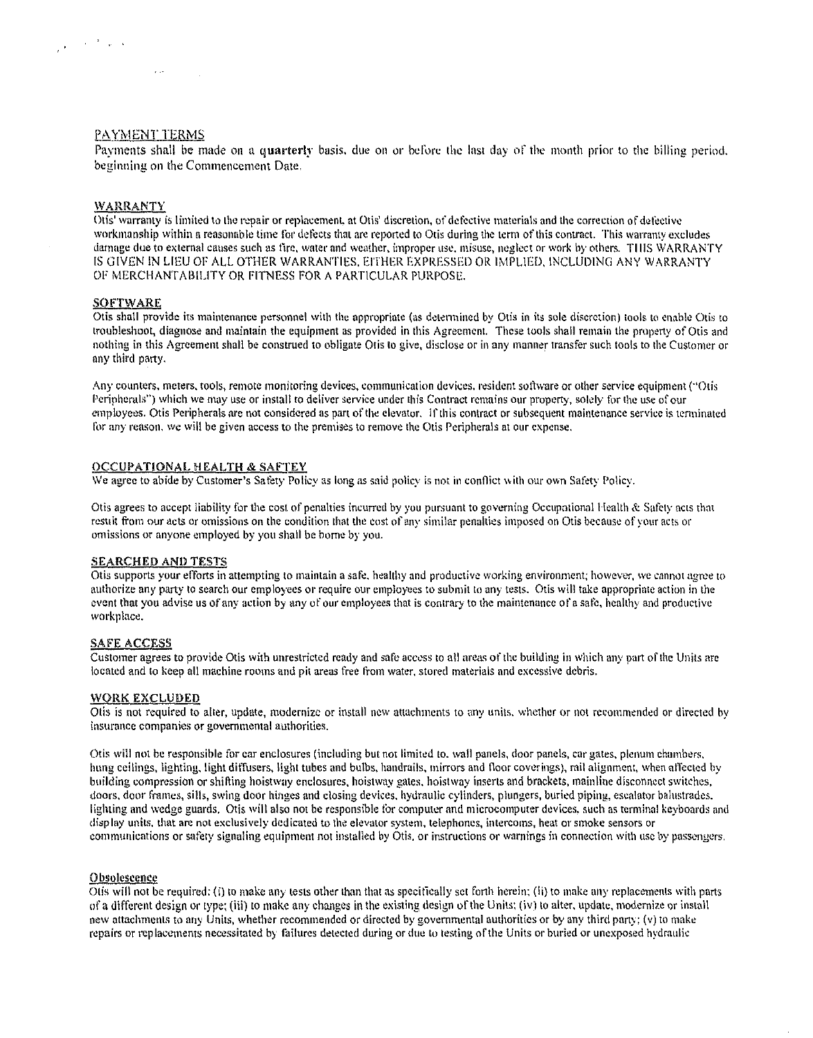## PAYMENT TERMS

Payments shall be made on a **quarterly** basis, due on or before the last day of the month prior to the billing period, beginning on the Commencement Date.

## WARRANTY

Otis' warranty is limited to the repair or replacement, at Otis' discretion, of defective materials and the correction of defective workmanship within a reasonable time for defects that are reported to Otis during the term of this contract. This warranty excludes damage due to external causes such as fire, water and weather, improper use, misuse, neglect or work by others. THIS WARRANTY IS GIVEN IN LIEU OF ALL OTHER WARRANTIES, EITHER EXPRESSED OR IMPLIED, INCLUDING ANY WARRANTY OF MERCHANTABILITY OR FITNESS FOR A PARTICULAR PURPOSE.

## SOFTWARE

Otis shall provide its maintenance personnel with the appropriate (as determined by Otis in its sole discretion) tools to enable Otis to troubleshoot, diagnose and maintain the equipment as provided in this Agreement. These tools shall remain the property of Otis and nothing in this Agreement shall be construed to obligate Otis to give, disclose or in any manner transfer such tools to the Customer or any third party.

Any counters, meters, tools, remote monitoring devices, communication devices, resident software or other service equipment ("Otis Peripherals") which we may use or install to deliver service under this Contract remains our property, solely for the use of our employees. Otis Peripherals are not considered as part of the elevator. If this contract or subsequent maintenance service is terminated for any reason, we will be given access to the premises to remove the Otis Peripherals at our expense.

## OCCUPATIONAL HEALTH & SAFTEY

We agree to abide by Customer's Safety Policy as long as said policy is not in conflict with our own Safety Policy.

Otis agrees to accept liability for the cost of penalties incurred by you pursuant to governing Occupational Health & Safety acts that result from our acts or omissions on the condition that the cost of any similar penalties imposed on Otis because of your acts or omissions or anyone employed by you shall be borne by you.

## SEARCHED AND TESTS

Otis supports your efforts in attempting to maintain a safe, healthy and productive working environment; however, we cannot agree to authorize any party to search our employees or require our employees to submit to any tests. Otis will take appropriate action in the event that you advise us of any action by any of our employees that is contrary to the maintenance of a safe, healthy and productive workplace.

## SAFE ACCESS

Customer agrees to provide Otis with unrestricted ready and safe access to all areas of the building in which any part of the Units are located and to keep all machine rooms and pit areas free from water, stored materials and excessive debris.

## WORK EXCLUDED

Otis is not required to alter, update, modernize or install new attachments to any units, whether or not recommended or directed by insurance companies or governmental authorities.

Otis will not be responsible for car enclosures (including but not limited to, wall panels, door panels, car gates, plenum chambers, hung ceilings, lighting, light diffusers, light tubes and bulbs, handrails, mirrors and floor coverings), rail alignment, when affected by building compression or shifting hoistway enclosures, hoistway gates, hoistway inserts and brackets, mainline disconnect switches, doors, door frames, sills, swing door hinges and closing devices, hydraulic cylinders, plungers, buried piping, escalator balustrades, lighting and wedge guards. Otis will also not be responsible for computer and microcomputer devices, such as terminal keyboards and display units, that are not exclusively dedicated to the elevator system, telephones, intercoms, heat or smoke sensors or communications or safety signaling equipment not installed by Otis, or instructions or warnings in connection with use by passengers.

## Obsolescence

Otis will not be required: (i) to make any tests other than that as specifically set forth herein; (ii) to make any replacements with parts of a different design or type; (iii) to make any changes in the existing design of the Units; (iv) to alter, update, modernize or install new attachments to any Units, whether recommended or directed by governmental authorities or by any third party; (v) to make repairs or replacements necessitated by failures detected during or due to testing of the Units or buried or unexposed hydraulic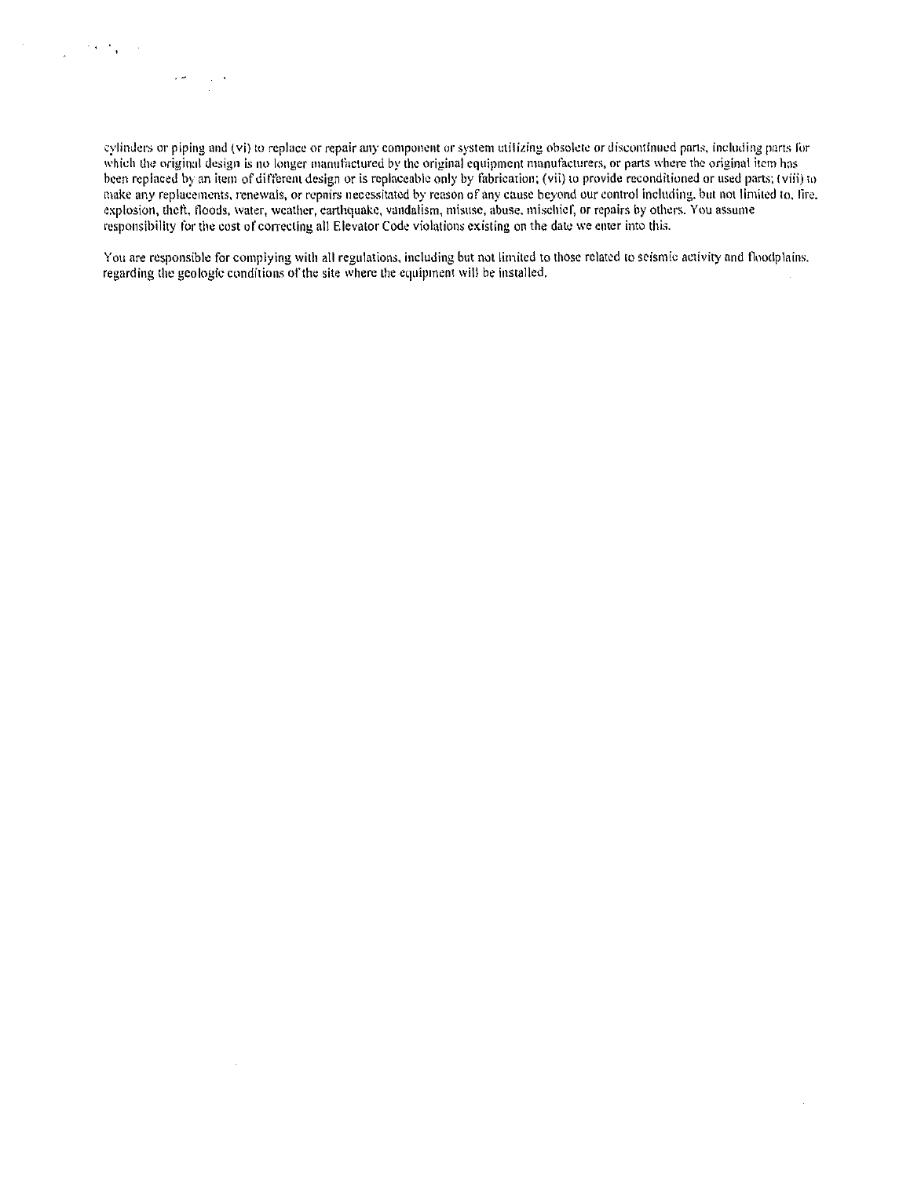cylinders or piping and (vi) to replace or repair any component or system utilizing obsolete or discontinued parts, including parts for which the original design is no longer manufactured by the original equipment manufacturers, or parts where the original item has been replaced by an item of different design or is replaceable only by fabrication; (vii) to provide reconditioned or used parts; (viii) to make any replacements, renewals, or repairs necessitated by reason of any cause beyond our control including, but not limited to, fire, explosion, theft, floods, water, weather, earthquake, vandalism, misuse, abuse, mischief, or repairs by others. You assume responsibility for the cost of correcting all Elevator Code violations existing on the date we enter into this.

You are responsible for complying with all regulations, including but not limited to those related to seismic activity and floodplains, regarding the geologic conditions of the site where the equipment will be installed.